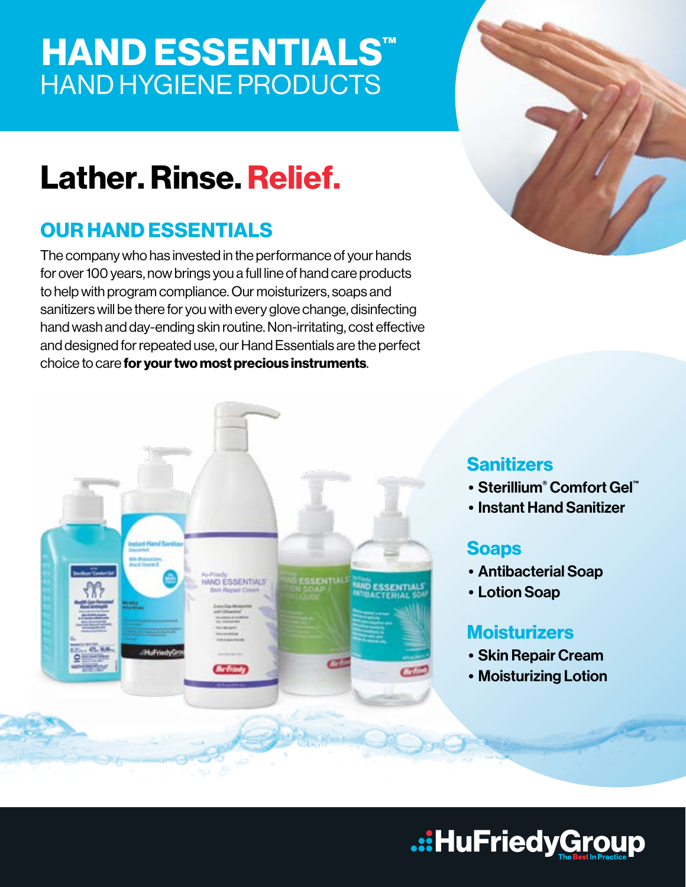# HAND ESSENTIALS™
## HAND HYGIENE PRODUCTS

# Lather. Rinse. Relief.

## OUR HAND ESSENTIALS

The company who has invested in the performance of your hands for over 100 years, now brings you a full line of hand care products to help with program compliance. Our moisturizers, soaps and sanitizers will be there for you with every glove change, disinfecting hand wash and day-ending skin routine. Non-irritating, cost effective and designed for repeated use, our Hand Essentials are the perfect choice to care **for your two most precious instruments**.

### Sanitizers

- **Sterillium® Comfort Gel™**
- **Instant Hand Sanitizer**

### Soaps

- **Antibacterial Soap**
- **Lotion Soap**

### Moisturizers

- **Skin Repair Cream**
- **Moisturizing Lotion**

HuFriedyGroup
The Best In Practice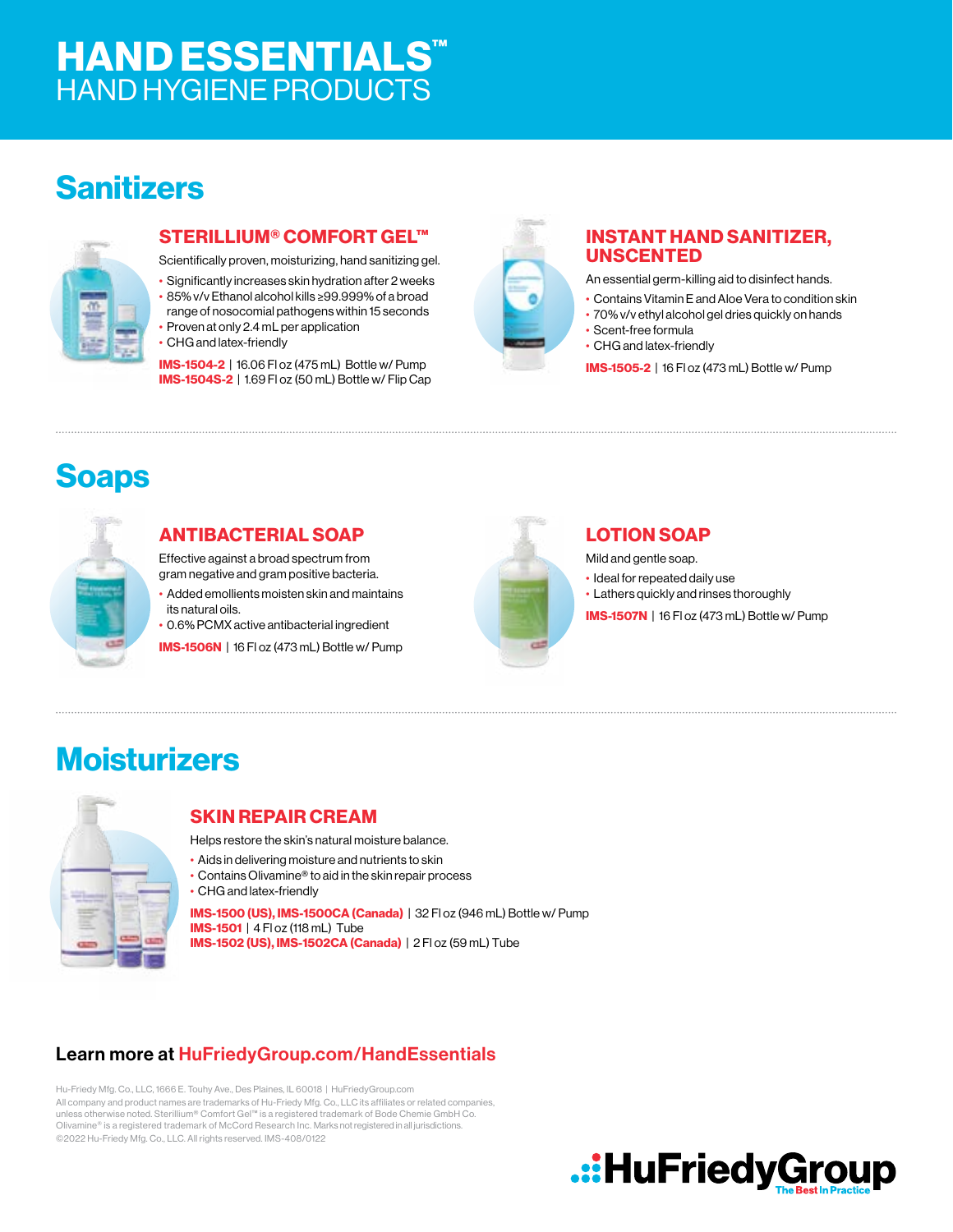# HAND ESSENTIALS™
## HAND HYGIENE PRODUCTS

## Sanitizers

### STERILLIUM® COMFORT GEL™

Scientifically proven, moisturizing, hand sanitizing gel.

- Significantly increases skin hydration after 2 weeks
- 85% v/v Ethanol alcohol kills ≥99.999% of a broad range of nosocomial pathogens within 15 seconds
- Proven at only 2.4 mL per application
- CHG and latex-friendly

**IMS-1504-2** | 16.06 Fl oz (475 mL) Bottle w/ Pump
**IMS-1504S-2** | 1.69 Fl oz (50 mL) Bottle w/ Flip Cap

### INSTANT HAND SANITIZER, UNSCENTED

An essential germ-killing aid to disinfect hands.

- Contains Vitamin E and Aloe Vera to condition skin
- 70% v/v ethyl alcohol gel dries quickly on hands
- Scent-free formula
- CHG and latex-friendly

**IMS-1505-2** | 16 Fl oz (473 mL) Bottle w/ Pump

## Soaps

### ANTIBACTERIAL SOAP

Effective against a broad spectrum from gram negative and gram positive bacteria.

- Added emollients moisten skin and maintains its natural oils.
- 0.6% PCMX active antibacterial ingredient

**IMS-1506N** | 16 Fl oz (473 mL) Bottle w/ Pump

### LOTION SOAP

Mild and gentle soap.

- Ideal for repeated daily use
- Lathers quickly and rinses thoroughly

**IMS-1507N** | 16 Fl oz (473 mL) Bottle w/ Pump

## Moisturizers

### SKIN REPAIR CREAM

Helps restore the skin's natural moisture balance.

- Aids in delivering moisture and nutrients to skin
- Contains Olivamine® to aid in the skin repair process
- CHG and latex-friendly

**IMS-1500 (US), IMS-1500CA (Canada)** | 32 Fl oz (946 mL) Bottle w/ Pump
**IMS-1501** | 4 Fl oz (118 mL) Tube
**IMS-1502 (US), IMS-1502CA (Canada)** | 2 Fl oz (59 mL) Tube

**Learn more at HuFriedyGroup.com/HandEssentials**

Hu-Friedy Mfg. Co., LLC, 1666 E. Touhy Ave., Des Plaines, IL 60018 | HuFriedyGroup.com
All company and product names are trademarks of Hu-Friedy Mfg. Co., LLC its affiliates or related companies, unless otherwise noted. Sterillium® Comfort Gel™ is a registered trademark of Bode Chemie GmbH Co. Olivamine® is a registered trademark of McCord Research Inc. Marks not registered in all jurisdictions.
©2022 Hu-Friedy Mfg. Co., LLC. All rights reserved. IMS-408/0122

HuFriedyGroup
The Best In Practice